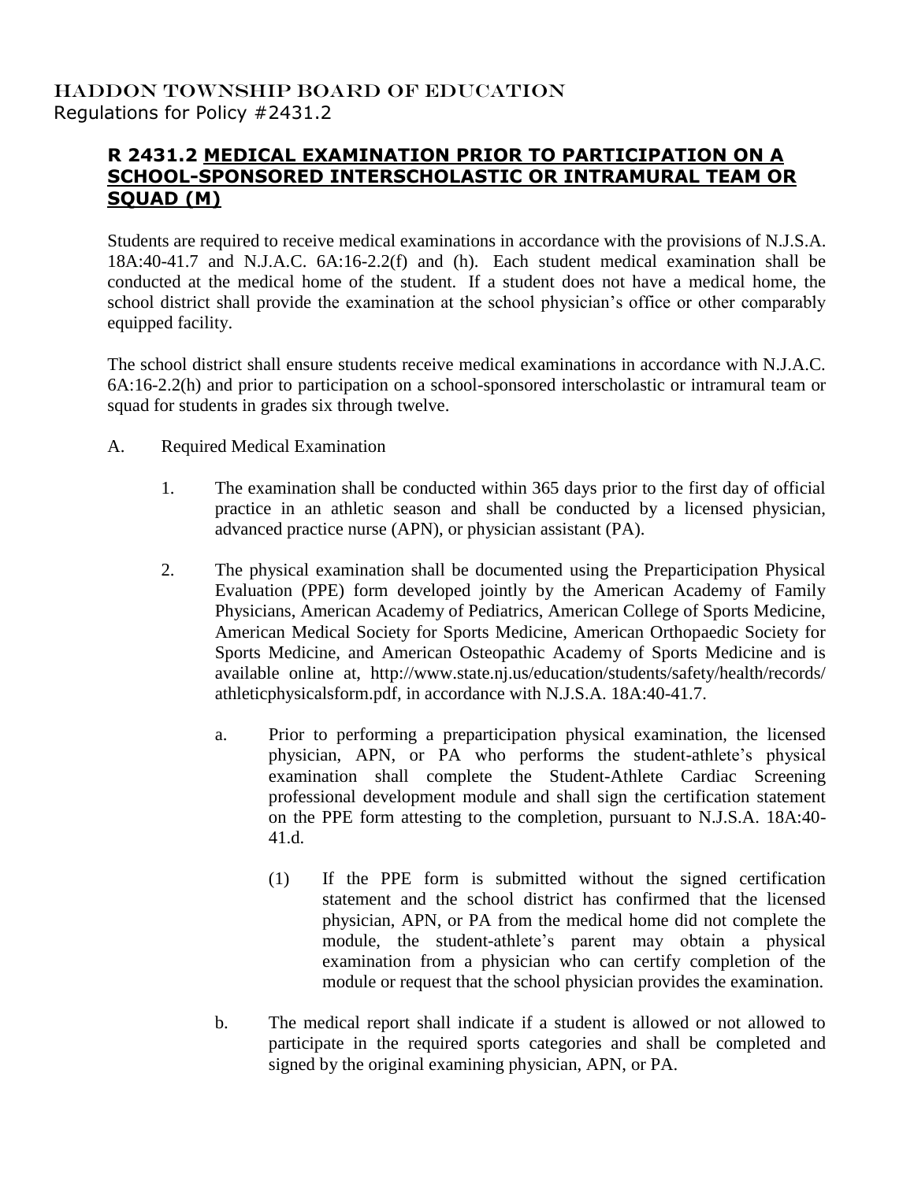HADDON TOWNSHIP BOARD OF EDUCATION
Regulations for Policy #2431.2

## R 2431.2 MEDICAL EXAMINATION PRIOR TO PARTICIPATION ON A SCHOOL-SPONSORED INTERSCHOLASTIC OR INTRAMURAL TEAM OR SQUAD (M)

Students are required to receive medical examinations in accordance with the provisions of N.J.S.A. 18A:40-41.7 and N.J.A.C. 6A:16-2.2(f) and (h). Each student medical examination shall be conducted at the medical home of the student. If a student does not have a medical home, the school district shall provide the examination at the school physician's office or other comparably equipped facility.

The school district shall ensure students receive medical examinations in accordance with N.J.A.C. 6A:16-2.2(h) and prior to participation on a school-sponsored interscholastic or intramural team or squad for students in grades six through twelve.

A. Required Medical Examination

1. The examination shall be conducted within 365 days prior to the first day of official practice in an athletic season and shall be conducted by a licensed physician, advanced practice nurse (APN), or physician assistant (PA).

2. The physical examination shall be documented using the Preparticipation Physical Evaluation (PPE) form developed jointly by the American Academy of Family Physicians, American Academy of Pediatrics, American College of Sports Medicine, American Medical Society for Sports Medicine, American Orthopaedic Society for Sports Medicine, and American Osteopathic Academy of Sports Medicine and is available online at, http://www.state.nj.us/education/students/safety/health/records/athleticphysicalsform.pdf, in accordance with N.J.S.A. 18A:40-41.7.

   a. Prior to performing a preparticipation physical examination, the licensed physician, APN, or PA who performs the student-athlete's physical examination shall complete the Student-Athlete Cardiac Screening professional development module and shall sign the certification statement on the PPE form attesting to the completion, pursuant to N.J.S.A. 18A:40-41.d.

      (1) If the PPE form is submitted without the signed certification statement and the school district has confirmed that the licensed physician, APN, or PA from the medical home did not complete the module, the student-athlete's parent may obtain a physical examination from a physician who can certify completion of the module or request that the school physician provides the examination.

   b. The medical report shall indicate if a student is allowed or not allowed to participate in the required sports categories and shall be completed and signed by the original examining physician, APN, or PA.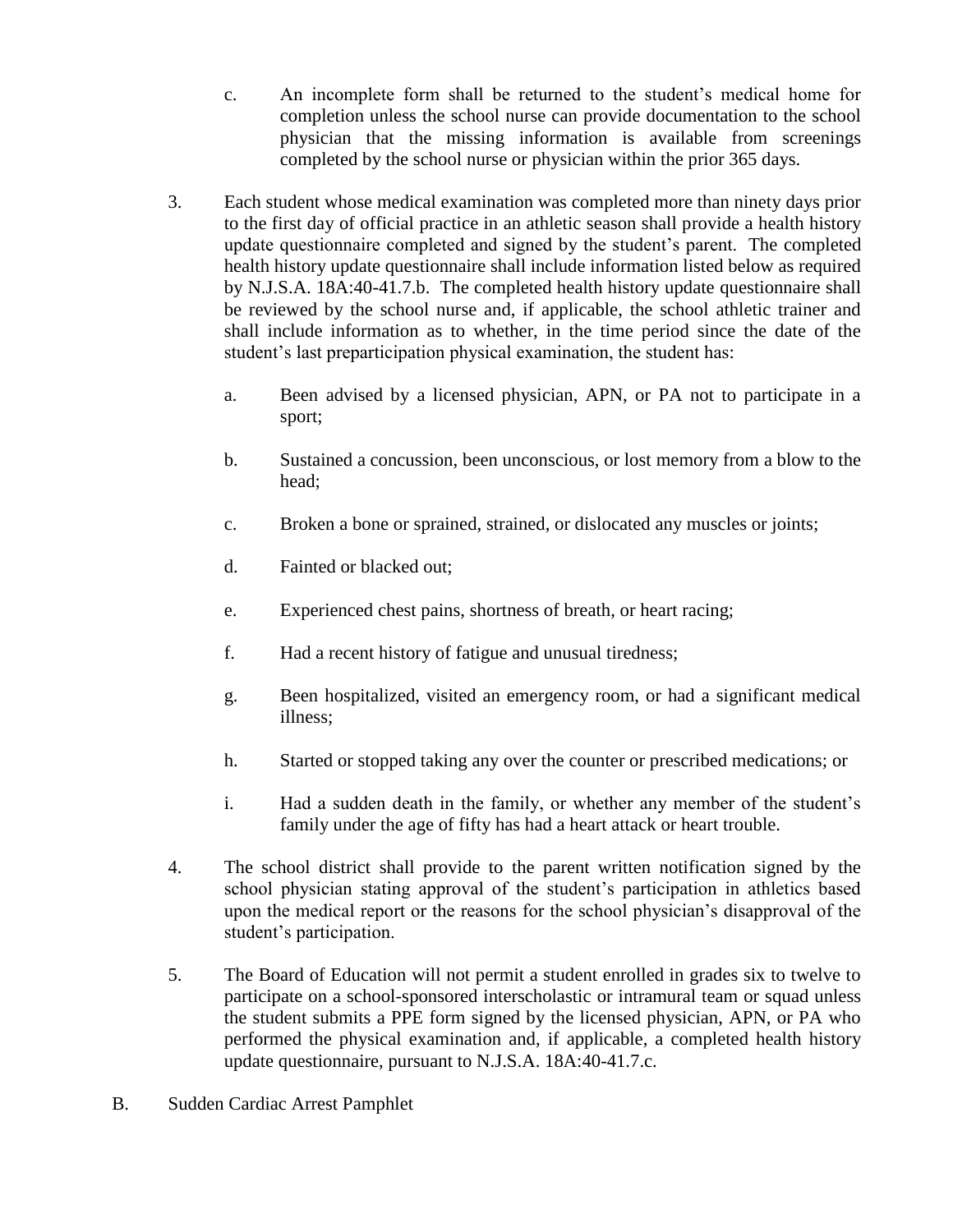c. An incomplete form shall be returned to the student's medical home for completion unless the school nurse can provide documentation to the school physician that the missing information is available from screenings completed by the school nurse or physician within the prior 365 days.

3. Each student whose medical examination was completed more than ninety days prior to the first day of official practice in an athletic season shall provide a health history update questionnaire completed and signed by the student's parent. The completed health history update questionnaire shall include information listed below as required by N.J.S.A. 18A:40-41.7.b. The completed health history update questionnaire shall be reviewed by the school nurse and, if applicable, the school athletic trainer and shall include information as to whether, in the time period since the date of the student's last preparticipation physical examination, the student has:

   a. Been advised by a licensed physician, APN, or PA not to participate in a sport;

   b. Sustained a concussion, been unconscious, or lost memory from a blow to the head;

   c. Broken a bone or sprained, strained, or dislocated any muscles or joints;

   d. Fainted or blacked out;

   e. Experienced chest pains, shortness of breath, or heart racing;

   f. Had a recent history of fatigue and unusual tiredness;

   g. Been hospitalized, visited an emergency room, or had a significant medical illness;

   h. Started or stopped taking any over the counter or prescribed medications; or

   i. Had a sudden death in the family, or whether any member of the student's family under the age of fifty has had a heart attack or heart trouble.

4. The school district shall provide to the parent written notification signed by the school physician stating approval of the student's participation in athletics based upon the medical report or the reasons for the school physician's disapproval of the student's participation.

5. The Board of Education will not permit a student enrolled in grades six to twelve to participate on a school-sponsored interscholastic or intramural team or squad unless the student submits a PPE form signed by the licensed physician, APN, or PA who performed the physical examination and, if applicable, a completed health history update questionnaire, pursuant to N.J.S.A. 18A:40-41.7.c.

B. Sudden Cardiac Arrest Pamphlet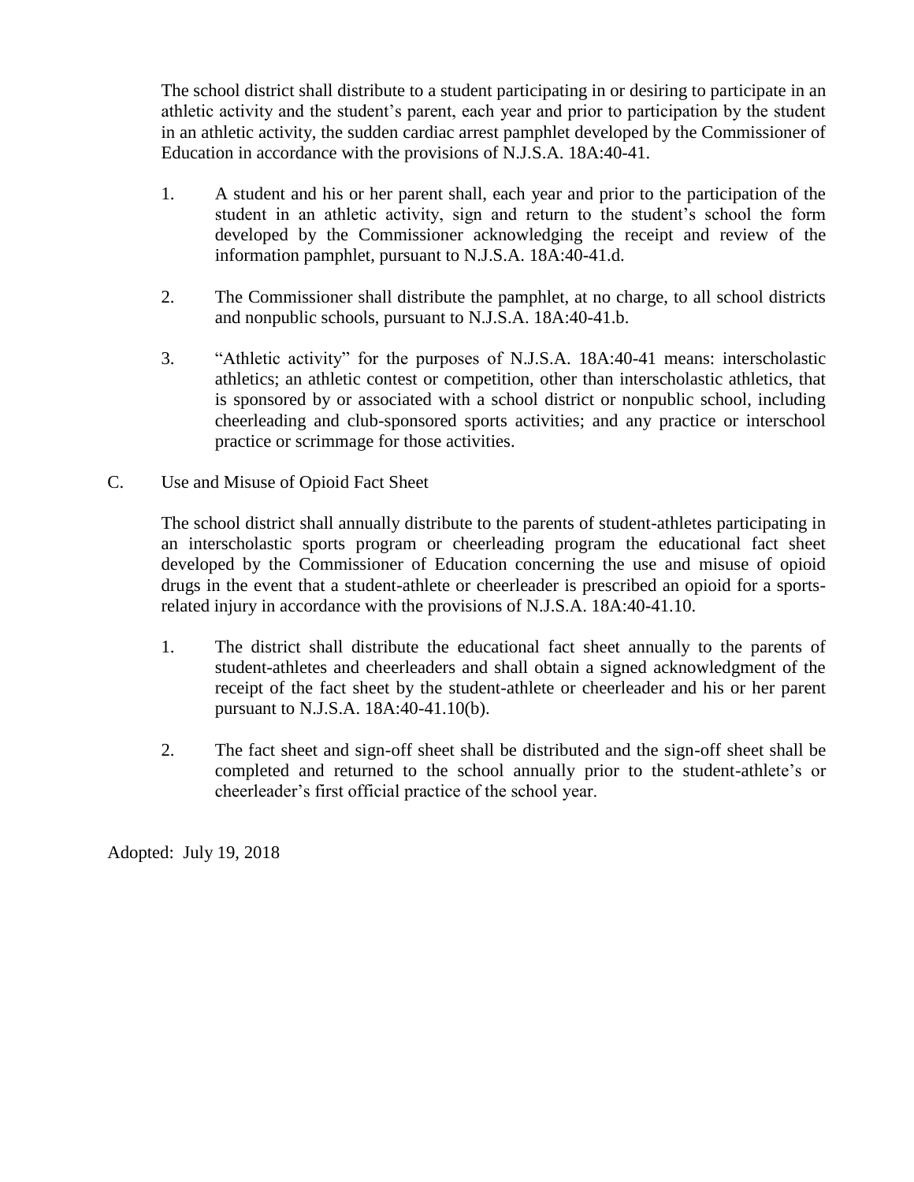The school district shall distribute to a student participating in or desiring to participate in an athletic activity and the student's parent, each year and prior to participation by the student in an athletic activity, the sudden cardiac arrest pamphlet developed by the Commissioner of Education in accordance with the provisions of N.J.S.A. 18A:40-41.

1. A student and his or her parent shall, each year and prior to the participation of the student in an athletic activity, sign and return to the student's school the form developed by the Commissioner acknowledging the receipt and review of the information pamphlet, pursuant to N.J.S.A. 18A:40-41.d.

2. The Commissioner shall distribute the pamphlet, at no charge, to all school districts and nonpublic schools, pursuant to N.J.S.A. 18A:40-41.b.

3. "Athletic activity" for the purposes of N.J.S.A. 18A:40-41 means: interscholastic athletics; an athletic contest or competition, other than interscholastic athletics, that is sponsored by or associated with a school district or nonpublic school, including cheerleading and club-sponsored sports activities; and any practice or interschool practice or scrimmage for those activities.

C. Use and Misuse of Opioid Fact Sheet

The school district shall annually distribute to the parents of student-athletes participating in an interscholastic sports program or cheerleading program the educational fact sheet developed by the Commissioner of Education concerning the use and misuse of opioid drugs in the event that a student-athlete or cheerleader is prescribed an opioid for a sports-related injury in accordance with the provisions of N.J.S.A. 18A:40-41.10.

1. The district shall distribute the educational fact sheet annually to the parents of student-athletes and cheerleaders and shall obtain a signed acknowledgment of the receipt of the fact sheet by the student-athlete or cheerleader and his or her parent pursuant to N.J.S.A. 18A:40-41.10(b).

2. The fact sheet and sign-off sheet shall be distributed and the sign-off sheet shall be completed and returned to the school annually prior to the student-athlete's or cheerleader's first official practice of the school year.

Adopted: July 19, 2018